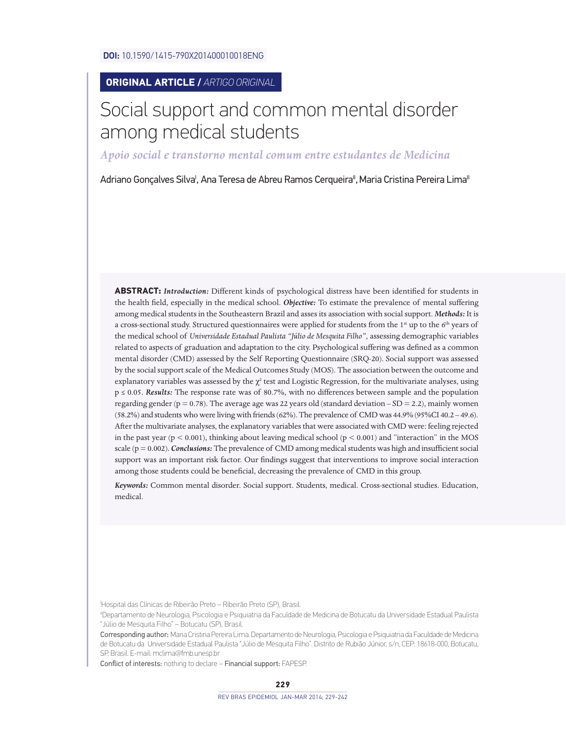**DOI:** 10.1590/1415-790X201400010018ENG

**ORIGINAL ARTICLE /** *ARTIGO ORIGINAL*

# Social support and common mental disorder among medical students

## *Apoio social e transtorno mental comum entre estudantes de Medicina*

Adriano Gonçalves Silva[I], Ana Teresa de Abreu Ramos Cerqueira[II], Maria Cristina Pereira Lima[II]

**ABSTRACT:** ***Introduction:*** Different kinds of psychological distress have been identified for students in the health field, especially in the medical school. ***Objective:*** To estimate the prevalence of mental suffering among medical students in the Southeastern Brazil and asses its association with social support. ***Methods:*** It is a cross-sectional study. Structured questionnaires were applied for students from the 1st up to the 6th years of the medical school of *Universidade Estadual Paulista "Júlio de Mesquita Filho"*, assessing demographic variables related to aspects of graduation and adaptation to the city. Psychological suffering was defined as a common mental disorder (CMD) assessed by the Self Reporting Questionnaire (SRQ-20). Social support was assessed by the social support scale of the Medical Outcomes Study (MOS). The association between the outcome and explanatory variables was assessed by the $\chi^2$ test and Logistic Regression, for the multivariate analyses, using $p \leq 0.05$. ***Results:*** The response rate was of 80.7%, with no differences between sample and the population regarding gender ($p = 0.78$). The average age was 22 years old (standard deviation – SD = 2.2), mainly women (58.2%) and students who were living with friends (62%). The prevalence of CMD was 44.9% (95%CI 40.2 – 49.6). After the multivariate analyses, the explanatory variables that were associated with CMD were: feeling rejected in the past year ($p < 0.001$), thinking about leaving medical school ($p < 0.001$) and "interaction" in the MOS scale ($p = 0.002$). ***Conclusions:*** The prevalence of CMD among medical students was high and insufficient social support was an important risk factor. Our findings suggest that interventions to improve social interaction among those students could be beneficial, decreasing the prevalence of CMD in this group.

***Keywords:*** Common mental disorder. Social support. Students, medical. Cross-sectional studies. Education, medical.

[I]Hospital das Clínicas de Ribeirão Preto – Ribeirão Preto (SP), Brasil.

[II]Departamento de Neurologia, Psicologia e Psiquiatria da Faculdade de Medicina de Botucatu da Universidade Estadual Paulista "Júlio de Mesquita Filho" – Botucatu (SP), Brasil.

Corresponding author: Maria Cristina Pereira Lima. Departamento de Neurologia, Psicologia e Psiquiatria da Faculdade de Medicina de Botucatu da Universidade Estadual Paulista "Júlio de Mesquita Filho". Distrito de Rubião Júnior, s/n, CEP: 18618-000, Botucatu, SP, Brasil. E-mail: mclima@fmb.unesp.br

Conflict of interests: nothing to declare – Financial support: FAPESP.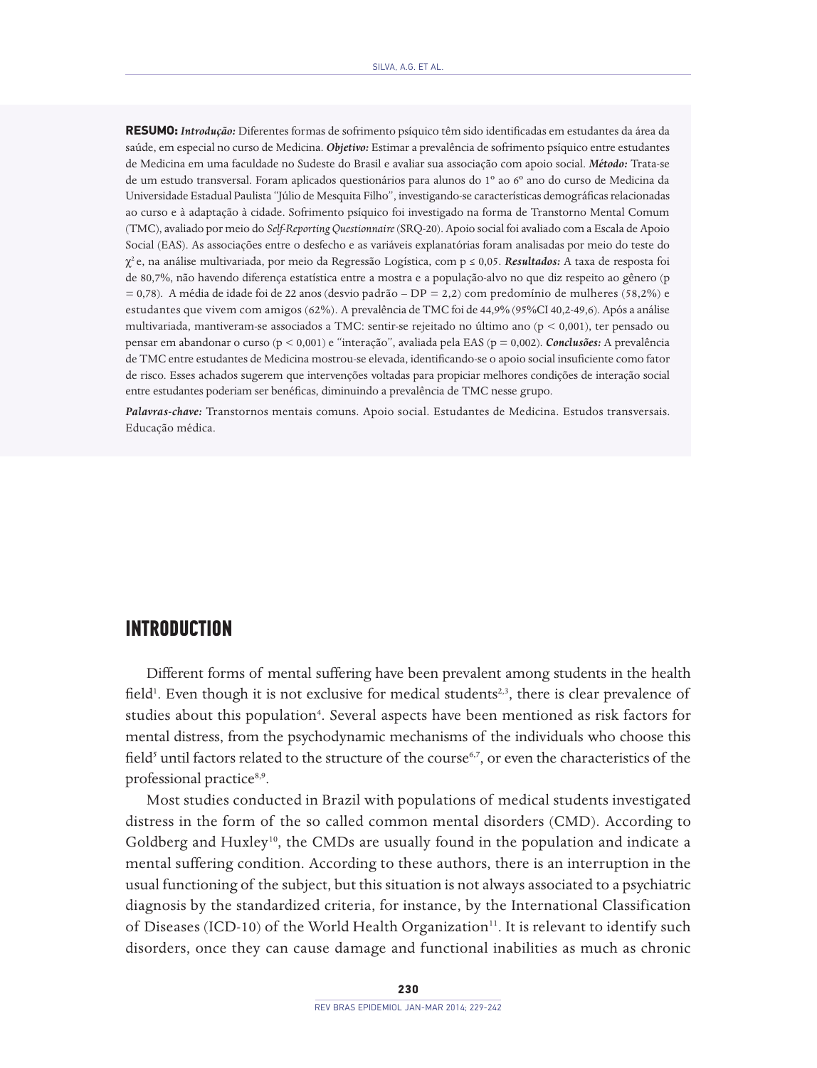**RESUMO:** ***Introdução:*** Diferentes formas de sofrimento psíquico têm sido identificadas em estudantes da área da saúde, em especial no curso de Medicina. ***Objetivo:*** Estimar a prevalência de sofrimento psíquico entre estudantes de Medicina em uma faculdade no Sudeste do Brasil e avaliar sua associação com apoio social. ***Método:*** Trata-se de um estudo transversal. Foram aplicados questionários para alunos do 1º ao 6º ano do curso de Medicina da Universidade Estadual Paulista "Júlio de Mesquita Filho", investigando-se características demográficas relacionadas ao curso e à adaptação à cidade. Sofrimento psíquico foi investigado na forma de Transtorno Mental Comum (TMC), avaliado por meio do *Self-Reporting Questionnaire* (SRQ-20). Apoio social foi avaliado com a Escala de Apoio Social (EAS). As associações entre o desfecho e as variáveis explanatórias foram analisadas por meio do teste do $\chi^2$ e, na análise multivariada, por meio da Regressão Logística, com $p \leq 0{,}05$. ***Resultados:*** A taxa de resposta foi de 80,7%, não havendo diferença estatística entre a mostra e a população-alvo no que diz respeito ao gênero ($p = 0{,}78$). A média de idade foi de 22 anos (desvio padrão – DP = 2,2) com predomínio de mulheres (58,2%) e estudantes que vivem com amigos (62%). A prevalência de TMC foi de 44,9% (95%CI 40,2-49,6). Após a análise multivariada, mantiveram-se associados a TMC: sentir-se rejeitado no último ano ($p < 0{,}001$), ter pensado ou pensar em abandonar o curso ($p < 0{,}001$) e "interação", avaliada pela EAS ($p = 0{,}002$). ***Conclusões:*** A prevalência de TMC entre estudantes de Medicina mostrou-se elevada, identificando-se o apoio social insuficiente como fator de risco. Esses achados sugerem que intervenções voltadas para propiciar melhores condições de interação social entre estudantes poderiam ser benéficas, diminuindo a prevalência de TMC nesse grupo.

***Palavras-chave:*** Transtornos mentais comuns. Apoio social. Estudantes de Medicina. Estudos transversais. Educação médica.

## INTRODUCTION

Different forms of mental suffering have been prevalent among students in the health field[1]. Even though it is not exclusive for medical students[2,3], there is clear prevalence of studies about this population[4]. Several aspects have been mentioned as risk factors for mental distress, from the psychodynamic mechanisms of the individuals who choose this field[5] until factors related to the structure of the course[6,7], or even the characteristics of the professional practice[8,9].

Most studies conducted in Brazil with populations of medical students investigated distress in the form of the so called common mental disorders (CMD). According to Goldberg and Huxley[10], the CMDs are usually found in the population and indicate a mental suffering condition. According to these authors, there is an interruption in the usual functioning of the subject, but this situation is not always associated to a psychiatric diagnosis by the standardized criteria, for instance, by the International Classification of Diseases (ICD-10) of the World Health Organization[11]. It is relevant to identify such disorders, once they can cause damage and functional inabilities as much as chronic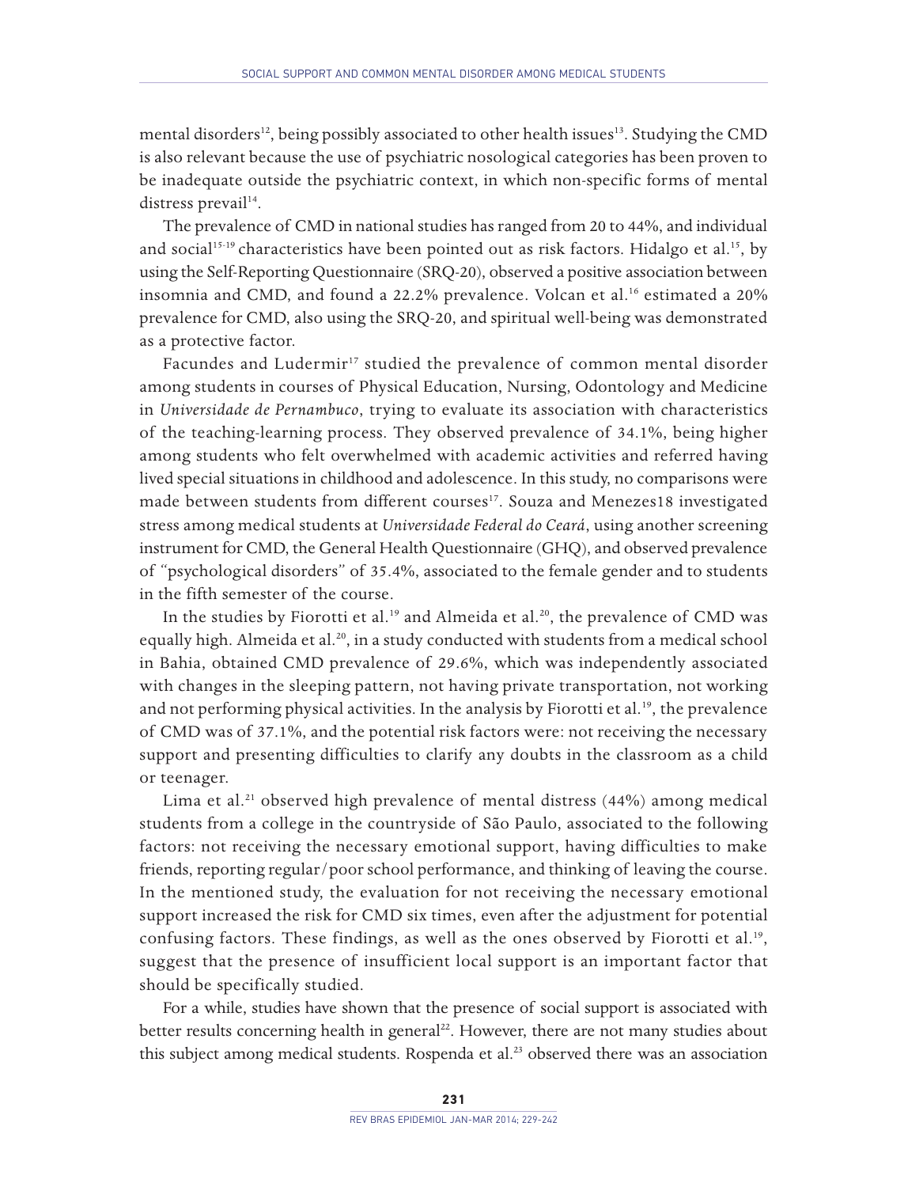mental disorders[12], being possibly associated to other health issues[13]. Studying the CMD is also relevant because the use of psychiatric nosological categories has been proven to be inadequate outside the psychiatric context, in which non-specific forms of mental distress prevail[14].

The prevalence of CMD in national studies has ranged from 20 to 44%, and individual and social[15-19] characteristics have been pointed out as risk factors. Hidalgo et al.[15], by using the Self-Reporting Questionnaire (SRQ-20), observed a positive association between insomnia and CMD, and found a 22.2% prevalence. Volcan et al.[16] estimated a 20% prevalence for CMD, also using the SRQ-20, and spiritual well-being was demonstrated as a protective factor.

Facundes and Ludermir[17] studied the prevalence of common mental disorder among students in courses of Physical Education, Nursing, Odontology and Medicine in *Universidade de Pernambuco*, trying to evaluate its association with characteristics of the teaching-learning process. They observed prevalence of 34.1%, being higher among students who felt overwhelmed with academic activities and referred having lived special situations in childhood and adolescence. In this study, no comparisons were made between students from different courses[17]. Souza and Menezes18 investigated stress among medical students at *Universidade Federal do Ceará*, using another screening instrument for CMD, the General Health Questionnaire (GHQ), and observed prevalence of "psychological disorders" of 35.4%, associated to the female gender and to students in the fifth semester of the course.

In the studies by Fiorotti et al.[19] and Almeida et al.[20], the prevalence of CMD was equally high. Almeida et al.[20], in a study conducted with students from a medical school in Bahia, obtained CMD prevalence of 29.6%, which was independently associated with changes in the sleeping pattern, not having private transportation, not working and not performing physical activities. In the analysis by Fiorotti et al.[19], the prevalence of CMD was of 37.1%, and the potential risk factors were: not receiving the necessary support and presenting difficulties to clarify any doubts in the classroom as a child or teenager.

Lima et al.[21] observed high prevalence of mental distress (44%) among medical students from a college in the countryside of São Paulo, associated to the following factors: not receiving the necessary emotional support, having difficulties to make friends, reporting regular/poor school performance, and thinking of leaving the course. In the mentioned study, the evaluation for not receiving the necessary emotional support increased the risk for CMD six times, even after the adjustment for potential confusing factors. These findings, as well as the ones observed by Fiorotti et al.[19], suggest that the presence of insufficient local support is an important factor that should be specifically studied.

For a while, studies have shown that the presence of social support is associated with better results concerning health in general[22]. However, there are not many studies about this subject among medical students. Rospenda et al.[23] observed there was an association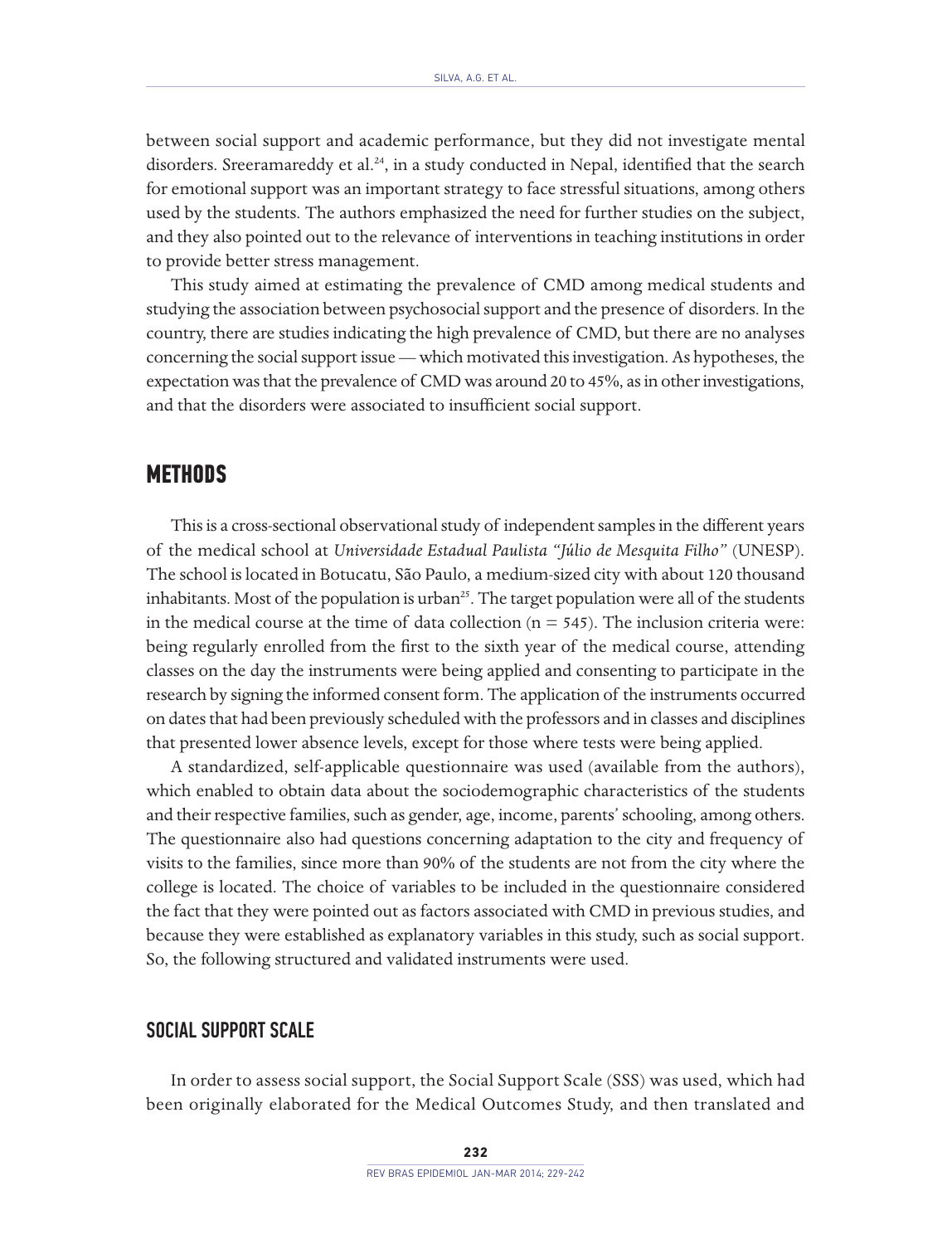between social support and academic performance, but they did not investigate mental disorders. Sreeramareddy et al.[24], in a study conducted in Nepal, identified that the search for emotional support was an important strategy to face stressful situations, among others used by the students. The authors emphasized the need for further studies on the subject, and they also pointed out to the relevance of interventions in teaching institutions in order to provide better stress management.

This study aimed at estimating the prevalence of CMD among medical students and studying the association between psychosocial support and the presence of disorders. In the country, there are studies indicating the high prevalence of CMD, but there are no analyses concerning the social support issue — which motivated this investigation. As hypotheses, the expectation was that the prevalence of CMD was around 20 to 45%, as in other investigations, and that the disorders were associated to insufficient social support.

## METHODS

This is a cross-sectional observational study of independent samples in the different years of the medical school at *Universidade Estadual Paulista "Júlio de Mesquita Filho"* (UNESP). The school is located in Botucatu, São Paulo, a medium-sized city with about 120 thousand inhabitants. Most of the population is urban[25]. The target population were all of the students in the medical course at the time of data collection (n = 545). The inclusion criteria were: being regularly enrolled from the first to the sixth year of the medical course, attending classes on the day the instruments were being applied and consenting to participate in the research by signing the informed consent form. The application of the instruments occurred on dates that had been previously scheduled with the professors and in classes and disciplines that presented lower absence levels, except for those where tests were being applied.

A standardized, self-applicable questionnaire was used (available from the authors), which enabled to obtain data about the sociodemographic characteristics of the students and their respective families, such as gender, age, income, parents' schooling, among others. The questionnaire also had questions concerning adaptation to the city and frequency of visits to the families, since more than 90% of the students are not from the city where the college is located. The choice of variables to be included in the questionnaire considered the fact that they were pointed out as factors associated with CMD in previous studies, and because they were established as explanatory variables in this study, such as social support. So, the following structured and validated instruments were used.

### SOCIAL SUPPORT SCALE

In order to assess social support, the Social Support Scale (SSS) was used, which had been originally elaborated for the Medical Outcomes Study, and then translated and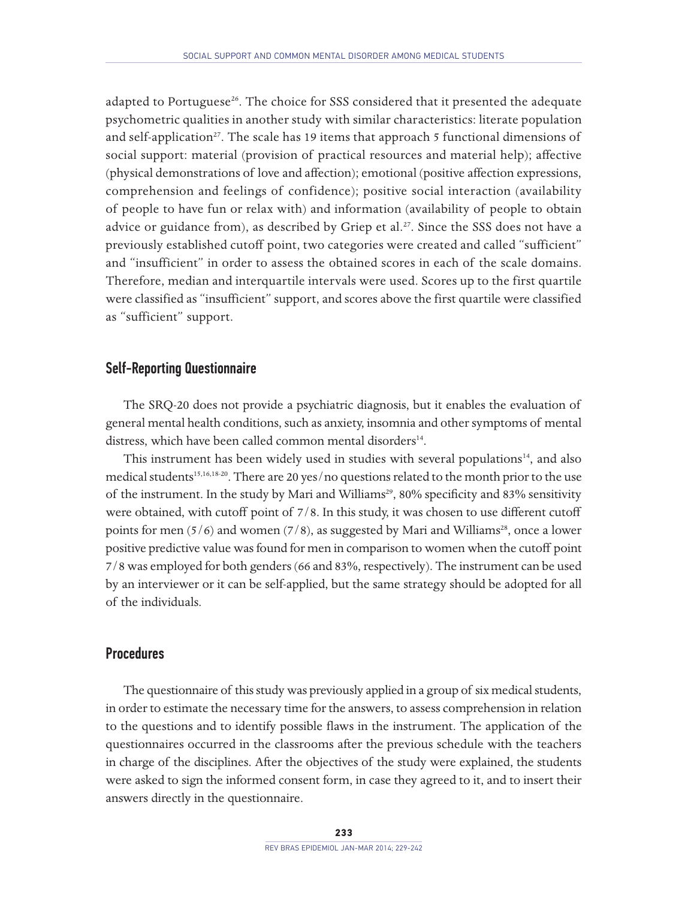adapted to Portuguese[26]. The choice for SSS considered that it presented the adequate psychometric qualities in another study with similar characteristics: literate population and self-application[27]. The scale has 19 items that approach 5 functional dimensions of social support: material (provision of practical resources and material help); affective (physical demonstrations of love and affection); emotional (positive affection expressions, comprehension and feelings of confidence); positive social interaction (availability of people to have fun or relax with) and information (availability of people to obtain advice or guidance from), as described by Griep et al.[27]. Since the SSS does not have a previously established cutoff point, two categories were created and called "sufficient" and "insufficient" in order to assess the obtained scores in each of the scale domains. Therefore, median and interquartile intervals were used. Scores up to the first quartile were classified as "insufficient" support, and scores above the first quartile were classified as "sufficient" support.

## Self-Reporting Questionnaire

The SRQ-20 does not provide a psychiatric diagnosis, but it enables the evaluation of general mental health conditions, such as anxiety, insomnia and other symptoms of mental distress, which have been called common mental disorders[14].

This instrument has been widely used in studies with several populations[14], and also medical students[15,16,18-20]. There are 20 yes/no questions related to the month prior to the use of the instrument. In the study by Mari and Williams[29], 80% specificity and 83% sensitivity were obtained, with cutoff point of 7/8. In this study, it was chosen to use different cutoff points for men (5/6) and women (7/8), as suggested by Mari and Williams[28], once a lower positive predictive value was found for men in comparison to women when the cutoff point 7/8 was employed for both genders (66 and 83%, respectively). The instrument can be used by an interviewer or it can be self-applied, but the same strategy should be adopted for all of the individuals.

## Procedures

The questionnaire of this study was previously applied in a group of six medical students, in order to estimate the necessary time for the answers, to assess comprehension in relation to the questions and to identify possible flaws in the instrument. The application of the questionnaires occurred in the classrooms after the previous schedule with the teachers in charge of the disciplines. After the objectives of the study were explained, the students were asked to sign the informed consent form, in case they agreed to it, and to insert their answers directly in the questionnaire.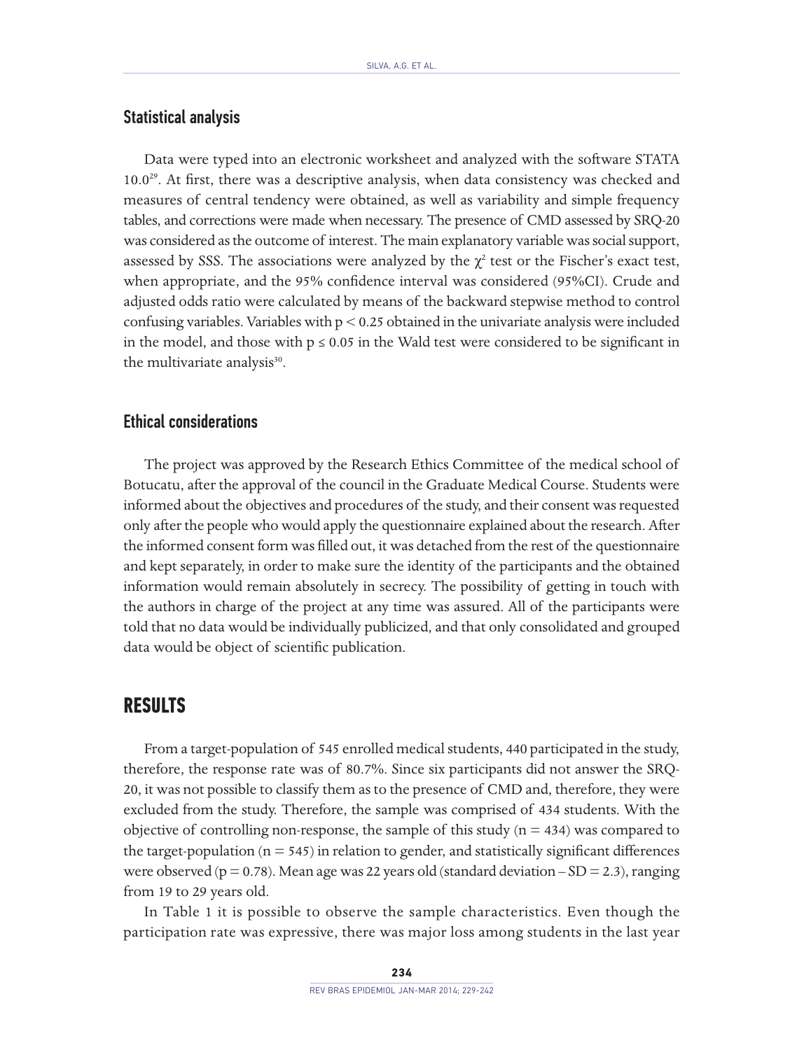## Statistical analysis

Data were typed into an electronic worksheet and analyzed with the software STATA 10.0[29]. At first, there was a descriptive analysis, when data consistency was checked and measures of central tendency were obtained, as well as variability and simple frequency tables, and corrections were made when necessary. The presence of CMD assessed by SRQ-20 was considered as the outcome of interest. The main explanatory variable was social support, assessed by SSS. The associations were analyzed by the $\chi^2$ test or the Fischer's exact test, when appropriate, and the 95% confidence interval was considered (95%CI). Crude and adjusted odds ratio were calculated by means of the backward stepwise method to control confusing variables. Variables with $p < 0.25$ obtained in the univariate analysis were included in the model, and those with $p \leq 0.05$ in the Wald test were considered to be significant in the multivariate analysis[30].

## Ethical considerations

The project was approved by the Research Ethics Committee of the medical school of Botucatu, after the approval of the council in the Graduate Medical Course. Students were informed about the objectives and procedures of the study, and their consent was requested only after the people who would apply the questionnaire explained about the research. After the informed consent form was filled out, it was detached from the rest of the questionnaire and kept separately, in order to make sure the identity of the participants and the obtained information would remain absolutely in secrecy. The possibility of getting in touch with the authors in charge of the project at any time was assured. All of the participants were told that no data would be individually publicized, and that only consolidated and grouped data would be object of scientific publication.

# RESULTS

From a target-population of 545 enrolled medical students, 440 participated in the study, therefore, the response rate was of 80.7%. Since six participants did not answer the SRQ-20, it was not possible to classify them as to the presence of CMD and, therefore, they were excluded from the study. Therefore, the sample was comprised of 434 students. With the objective of controlling non-response, the sample of this study (n = 434) was compared to the target-population (n = 545) in relation to gender, and statistically significant differences were observed (p = 0.78). Mean age was 22 years old (standard deviation – SD = 2.3), ranging from 19 to 29 years old.

In Table 1 it is possible to observe the sample characteristics. Even though the participation rate was expressive, there was major loss among students in the last year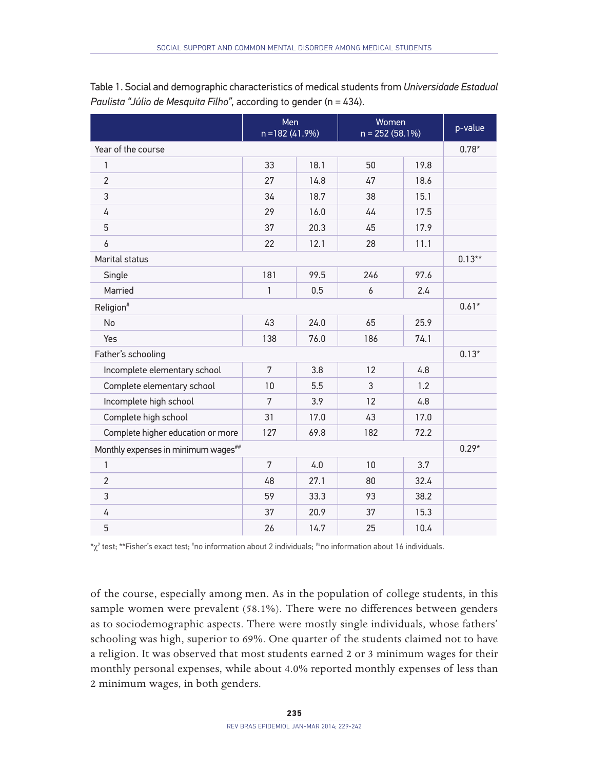Table 1. Social and demographic characteristics of medical students from *Universidade Estadual Paulista "Júlio de Mesquita Filho"*, according to gender (n = 434).

| | Men n =182 (41.9%) | | Women n = 252 (58.1%) | | p-value |
|---|---|---|---|---|---|
| Year of the course | | | | | 0.78* |
| 1 | 33 | 18.1 | 50 | 19.8 | |
| 2 | 27 | 14.8 | 47 | 18.6 | |
| 3 | 34 | 18.7 | 38 | 15.1 | |
| 4 | 29 | 16.0 | 44 | 17.5 | |
| 5 | 37 | 20.3 | 45 | 17.9 | |
| 6 | 22 | 12.1 | 28 | 11.1 | |
| Marital status | | | | | 0.13** |
| Single | 181 | 99.5 | 246 | 97.6 | |
| Married | 1 | 0.5 | 6 | 2.4 | |
| Religion# | | | | | 0.61* |
| No | 43 | 24.0 | 65 | 25.9 | |
| Yes | 138 | 76.0 | 186 | 74.1 | |
| Father's schooling | | | | | 0.13* |
| Incomplete elementary school | 7 | 3.8 | 12 | 4.8 | |
| Complete elementary school | 10 | 5.5 | 3 | 1.2 | |
| Incomplete high school | 7 | 3.9 | 12 | 4.8 | |
| Complete high school | 31 | 17.0 | 43 | 17.0 | |
| Complete higher education or more | 127 | 69.8 | 182 | 72.2 | |
| Monthly expenses in minimum wages## | | | | | 0.29* |
| 1 | 7 | 4.0 | 10 | 3.7 | |
| 2 | 48 | 27.1 | 80 | 32.4 | |
| 3 | 59 | 33.3 | 93 | 38.2 | |
| 4 | 37 | 20.9 | 37 | 15.3 | |
| 5 | 26 | 14.7 | 25 | 10.4 | |

*$\chi^2$ test; **Fisher's exact test; #no information about 2 individuals; ##no information about 16 individuals.

of the course, especially among men. As in the population of college students, in this sample women were prevalent (58.1%). There were no differences between genders as to sociodemographic aspects. There were mostly single individuals, whose fathers' schooling was high, superior to 69%. One quarter of the students claimed not to have a religion. It was observed that most students earned 2 or 3 minimum wages for their monthly personal expenses, while about 4.0% reported monthly expenses of less than 2 minimum wages, in both genders.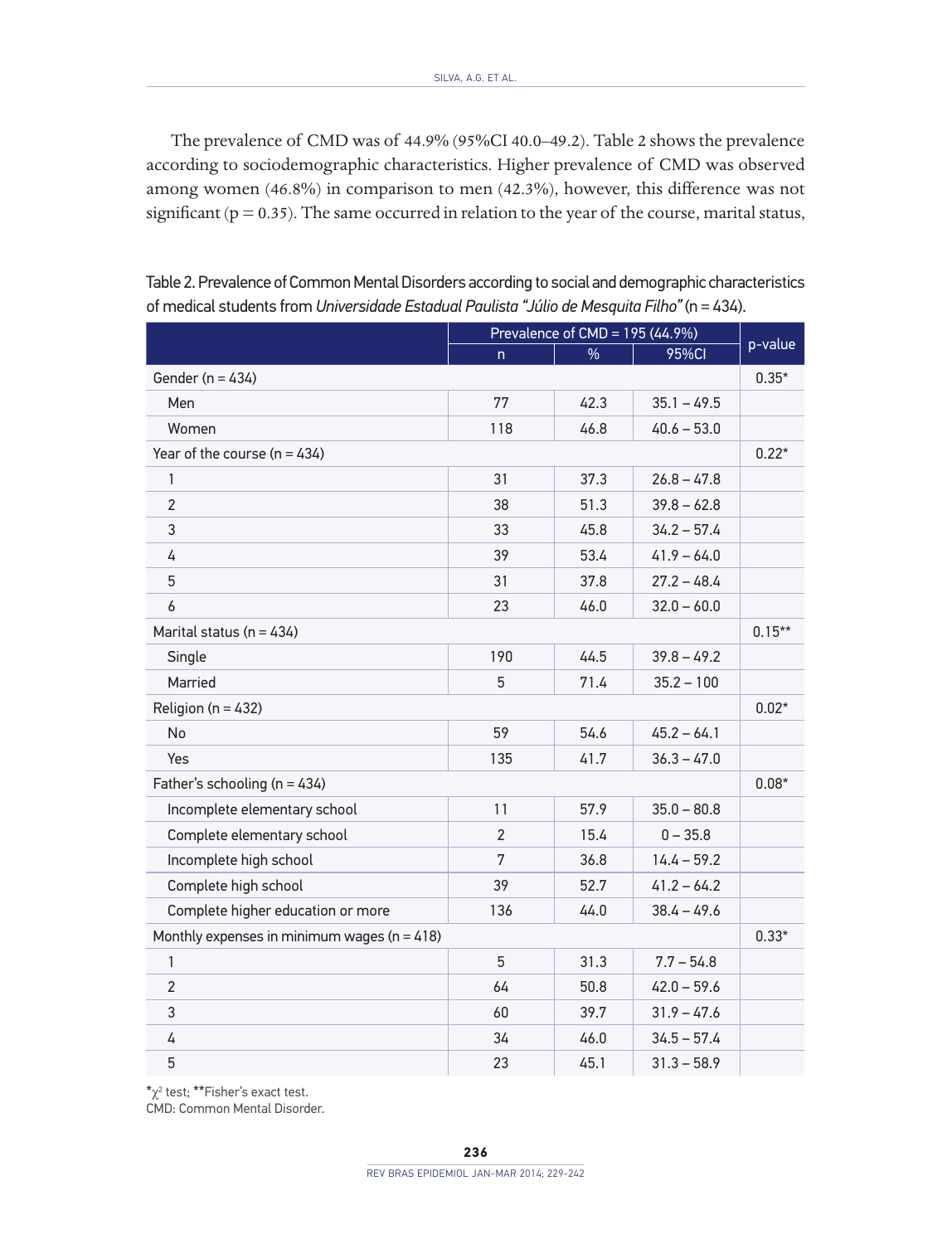The prevalence of CMD was of 44.9% (95%CI 40.0–49.2). Table 2 shows the prevalence according to sociodemographic characteristics. Higher prevalence of CMD was observed among women (46.8%) in comparison to men (42.3%), however, this difference was not significant (p = 0.35). The same occurred in relation to the year of the course, marital status,

Table 2. Prevalence of Common Mental Disorders according to social and demographic characteristics of medical students from *Universidade Estadual Paulista "Júlio de Mesquita Filho"* (n = 434).

| | Prevalence of CMD = 195 (44.9%) | | | p-value |
|---|---|---|---|---|
| | n | % | 95%CI | |
| Gender (n = 434) | | | | 0.35* |
| Men | 77 | 42.3 | 35.1 – 49.5 | |
| Women | 118 | 46.8 | 40.6 – 53.0 | |
| Year of the course (n = 434) | | | | 0.22* |
| 1 | 31 | 37.3 | 26.8 – 47.8 | |
| 2 | 38 | 51.3 | 39.8 – 62.8 | |
| 3 | 33 | 45.8 | 34.2 – 57.4 | |
| 4 | 39 | 53.4 | 41.9 – 64.0 | |
| 5 | 31 | 37.8 | 27.2 – 48.4 | |
| 6 | 23 | 46.0 | 32.0 – 60.0 | |
| Marital status (n = 434) | | | | 0.15** |
| Single | 190 | 44.5 | 39.8 – 49.2 | |
| Married | 5 | 71.4 | 35.2 – 100 | |
| Religion (n = 432) | | | | 0.02* |
| No | 59 | 54.6 | 45.2 – 64.1 | |
| Yes | 135 | 41.7 | 36.3 – 47.0 | |
| Father's schooling (n = 434) | | | | 0.08* |
| Incomplete elementary school | 11 | 57.9 | 35.0 – 80.8 | |
| Complete elementary school | 2 | 15.4 | 0 – 35.8 | |
| Incomplete high school | 7 | 36.8 | 14.4 – 59.2 | |
| Complete high school | 39 | 52.7 | 41.2 – 64.2 | |
| Complete higher education or more | 136 | 44.0 | 38.4 – 49.6 | |
| Monthly expenses in minimum wages (n = 418) | | | | 0.33* |
| 1 | 5 | 31.3 | 7.7 – 54.8 | |
| 2 | 64 | 50.8 | 42.0 – 59.6 | |
| 3 | 60 | 39.7 | 31.9 – 47.6 | |
| 4 | 34 | 46.0 | 34.5 – 57.4 | |
| 5 | 23 | 45.1 | 31.3 – 58.9 | |

*$\chi^2$ test; **Fisher's exact test.
CMD: Common Mental Disorder.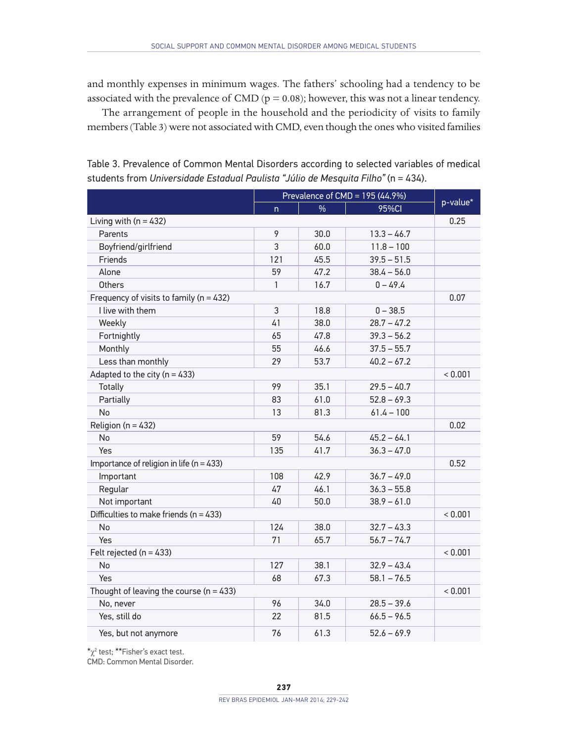and monthly expenses in minimum wages. The fathers' schooling had a tendency to be associated with the prevalence of CMD ($p = 0.08$); however, this was not a linear tendency.

The arrangement of people in the household and the periodicity of visits to family members (Table 3) were not associated with CMD, even though the ones who visited families

Table 3. Prevalence of Common Mental Disorders according to selected variables of medical students from *Universidade Estadual Paulista "Júlio de Mesquita Filho"* (n = 434).

| | Prevalence of CMD = 195 (44.9%) | | | p-value* |
|---|---|---|---|---|
| | n | % | 95%CI | |
| Living with (n = 432) | | | | 0.25 |
| Parents | 9 | 30.0 | 13.3 – 46.7 | |
| Boyfriend/girlfriend | 3 | 60.0 | 11.8 – 100 | |
| Friends | 121 | 45.5 | 39.5 – 51.5 | |
| Alone | 59 | 47.2 | 38.4 – 56.0 | |
| Others | 1 | 16.7 | 0 – 49.4 | |
| Frequency of visits to family (n = 432) | | | | 0.07 |
| I live with them | 3 | 18.8 | 0 – 38.5 | |
| Weekly | 41 | 38.0 | 28.7 – 47.2 | |
| Fortnightly | 65 | 47.8 | 39.3 – 56.2 | |
| Monthly | 55 | 46.6 | 37.5 – 55.7 | |
| Less than monthly | 29 | 53.7 | 40.2 – 67.2 | |
| Adapted to the city (n = 433) | | | | < 0.001 |
| Totally | 99 | 35.1 | 29.5 – 40.7 | |
| Partially | 83 | 61.0 | 52.8 – 69.3 | |
| No | 13 | 81.3 | 61.4 – 100 | |
| Religion (n = 432) | | | | 0.02 |
| No | 59 | 54.6 | 45.2 – 64.1 | |
| Yes | 135 | 41.7 | 36.3 – 47.0 | |
| Importance of religion in life (n = 433) | | | | 0.52 |
| Important | 108 | 42.9 | 36.7 – 49.0 | |
| Regular | 47 | 46.1 | 36.3 – 55.8 | |
| Not important | 40 | 50.0 | 38.9 – 61.0 | |
| Difficulties to make friends (n = 433) | | | | < 0.001 |
| No | 124 | 38.0 | 32.7 – 43.3 | |
| Yes | 71 | 65.7 | 56.7 – 74.7 | |
| Felt rejected (n = 433) | | | | < 0.001 |
| No | 127 | 38.1 | 32.9 – 43.4 | |
| Yes | 68 | 67.3 | 58.1 – 76.5 | |
| Thought of leaving the course (n = 433) | | | | < 0.001 |
| No, never | 96 | 34.0 | 28.5 – 39.6 | |
| Yes, still do | 22 | 81.5 | 66.5 – 96.5 | |
| Yes, but not anymore | 76 | 61.3 | 52.6 – 69.9 | |

*$\chi^2$ test; **Fisher's exact test.
CMD: Common Mental Disorder.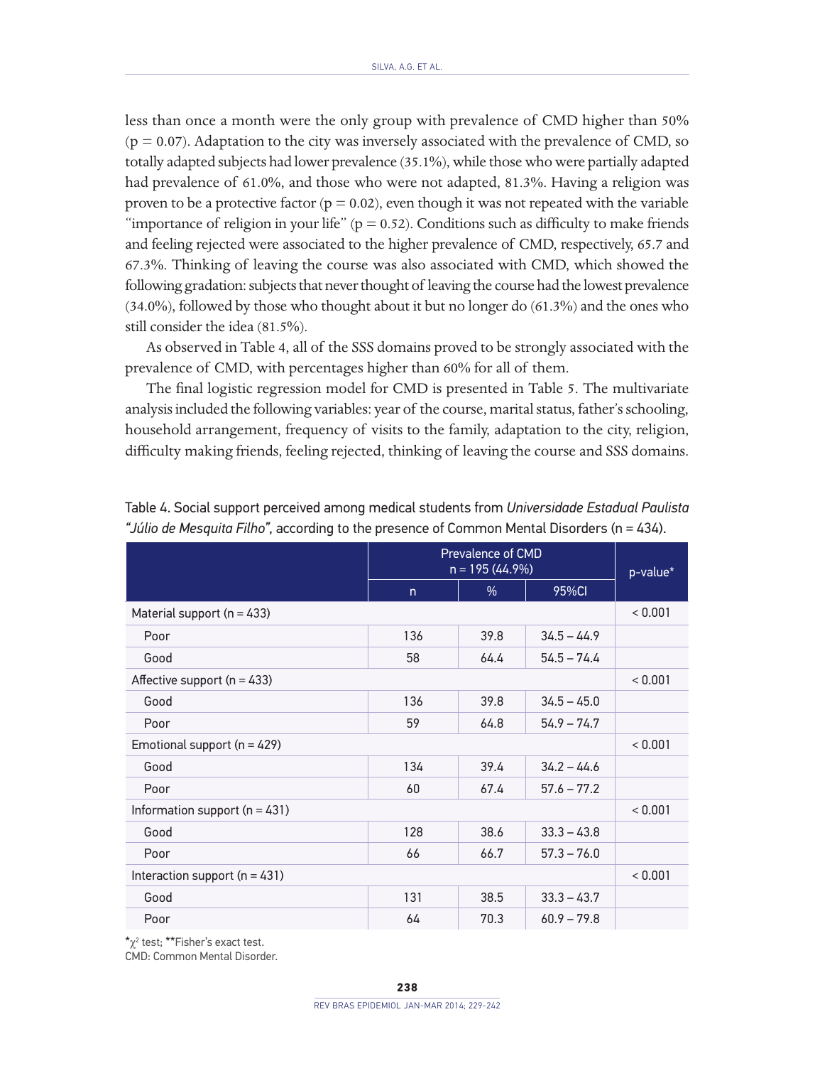less than once a month were the only group with prevalence of CMD higher than 50% ($p = 0.07$). Adaptation to the city was inversely associated with the prevalence of CMD, so totally adapted subjects had lower prevalence (35.1%), while those who were partially adapted had prevalence of 61.0%, and those who were not adapted, 81.3%. Having a religion was proven to be a protective factor ($p = 0.02$), even though it was not repeated with the variable "importance of religion in your life" ($p = 0.52$). Conditions such as difficulty to make friends and feeling rejected were associated to the higher prevalence of CMD, respectively, 65.7 and 67.3%. Thinking of leaving the course was also associated with CMD, which showed the following gradation: subjects that never thought of leaving the course had the lowest prevalence (34.0%), followed by those who thought about it but no longer do (61.3%) and the ones who still consider the idea (81.5%).

As observed in Table 4, all of the SSS domains proved to be strongly associated with the prevalence of CMD, with percentages higher than 60% for all of them.

The final logistic regression model for CMD is presented in Table 5. The multivariate analysis included the following variables: year of the course, marital status, father's schooling, household arrangement, frequency of visits to the family, adaptation to the city, religion, difficulty making friends, feeling rejected, thinking of leaving the course and SSS domains.

Table 4. Social support perceived among medical students from *Universidade Estadual Paulista "Júlio de Mesquita Filho"*, according to the presence of Common Mental Disorders (n = 434).

| | Prevalence of CMD n = 195 (44.9%) | | | p-value* |
|---|---|---|---|---|
| | n | % | 95%CI | |
| Material support (n = 433) | | | | < 0.001 |
| Poor | 136 | 39.8 | 34.5 – 44.9 | |
| Good | 58 | 64.4 | 54.5 – 74.4 | |
| Affective support (n = 433) | | | | < 0.001 |
| Good | 136 | 39.8 | 34.5 – 45.0 | |
| Poor | 59 | 64.8 | 54.9 – 74.7 | |
| Emotional support (n = 429) | | | | < 0.001 |
| Good | 134 | 39.4 | 34.2 – 44.6 | |
| Poor | 60 | 67.4 | 57.6 – 77.2 | |
| Information support (n = 431) | | | | < 0.001 |
| Good | 128 | 38.6 | 33.3 – 43.8 | |
| Poor | 66 | 66.7 | 57.3 – 76.0 | |
| Interaction support (n = 431) | | | | < 0.001 |
| Good | 131 | 38.5 | 33.3 – 43.7 | |
| Poor | 64 | 70.3 | 60.9 – 79.8 | |

*$\chi^2$ test; **Fisher's exact test.
CMD: Common Mental Disorder.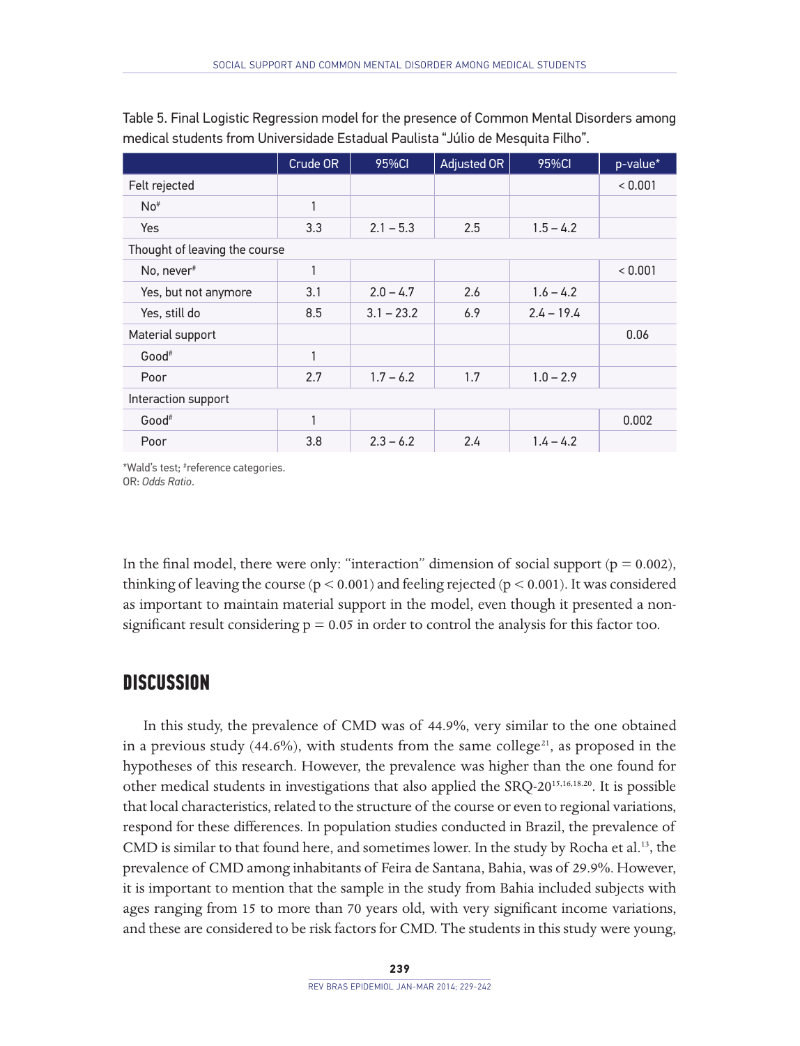Table 5. Final Logistic Regression model for the presence of Common Mental Disorders among medical students from Universidade Estadual Paulista "Júlio de Mesquita Filho".

| | Crude OR | 95%CI | Adjusted OR | 95%CI | p-value* |
|---|---|---|---|---|---|
| Felt rejected | | | | | < 0.001 |
| No# | 1 | | | | |
| Yes | 3.3 | 2.1 – 5.3 | 2.5 | 1.5 – 4.2 | |
| Thought of leaving the course | | | | | |
| No, never# | 1 | | | | < 0.001 |
| Yes, but not anymore | 3.1 | 2.0 – 4.7 | 2.6 | 1.6 – 4.2 | |
| Yes, still do | 8.5 | 3.1 – 23.2 | 6.9 | 2.4 – 19.4 | |
| Material support | | | | | 0.06 |
| Good# | 1 | | | | |
| Poor | 2.7 | 1.7 – 6.2 | 1.7 | 1.0 – 2.9 | |
| Interaction support | | | | | |
| Good# | 1 | | | | 0.002 |
| Poor | 3.8 | 2.3 – 6.2 | 2.4 | 1.4 – 4.2 | |

*Wald's test; #reference categories.
OR: *Odds Ratio*.

In the final model, there were only: "interaction" dimension of social support ($p = 0.002$), thinking of leaving the course ($p < 0.001$) and feeling rejected ($p < 0.001$). It was considered as important to maintain material support in the model, even though it presented a non-significant result considering $p = 0.05$ in order to control the analysis for this factor too.

## DISCUSSION

In this study, the prevalence of CMD was of 44.9%, very similar to the one obtained in a previous study (44.6%), with students from the same college[21], as proposed in the hypotheses of this research. However, the prevalence was higher than the one found for other medical students in investigations that also applied the SRQ-20[15,16,18,20]. It is possible that local characteristics, related to the structure of the course or even to regional variations, respond for these differences. In population studies conducted in Brazil, the prevalence of CMD is similar to that found here, and sometimes lower. In the study by Rocha et al.[13], the prevalence of CMD among inhabitants of Feira de Santana, Bahia, was of 29.9%. However, it is important to mention that the sample in the study from Bahia included subjects with ages ranging from 15 to more than 70 years old, with very significant income variations, and these are considered to be risk factors for CMD. The students in this study were young,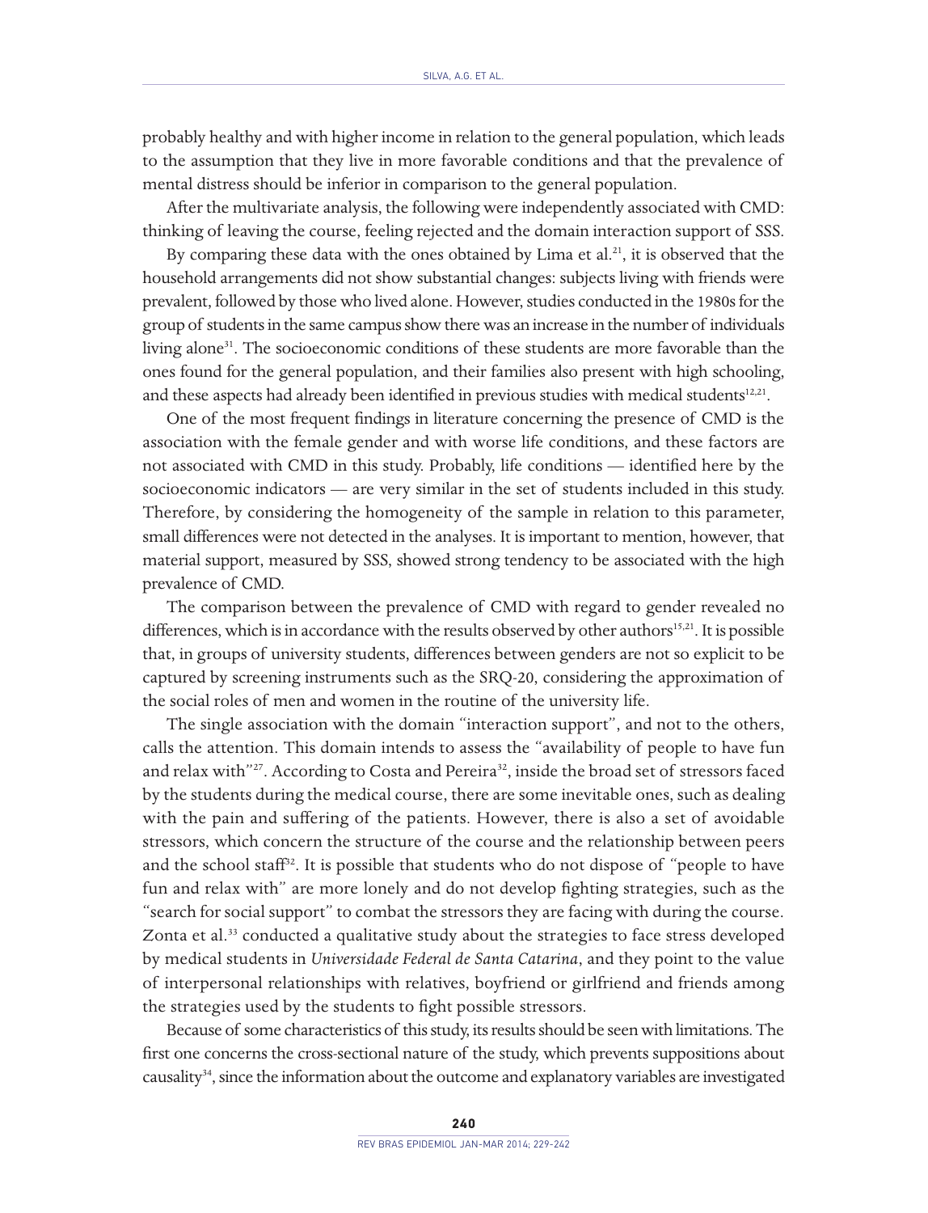probably healthy and with higher income in relation to the general population, which leads to the assumption that they live in more favorable conditions and that the prevalence of mental distress should be inferior in comparison to the general population.

After the multivariate analysis, the following were independently associated with CMD: thinking of leaving the course, feeling rejected and the domain interaction support of SSS.

By comparing these data with the ones obtained by Lima et al.[21], it is observed that the household arrangements did not show substantial changes: subjects living with friends were prevalent, followed by those who lived alone. However, studies conducted in the 1980s for the group of students in the same campus show there was an increase in the number of individuals living alone[31]. The socioeconomic conditions of these students are more favorable than the ones found for the general population, and their families also present with high schooling, and these aspects had already been identified in previous studies with medical students[12,21].

One of the most frequent findings in literature concerning the presence of CMD is the association with the female gender and with worse life conditions, and these factors are not associated with CMD in this study. Probably, life conditions — identified here by the socioeconomic indicators — are very similar in the set of students included in this study. Therefore, by considering the homogeneity of the sample in relation to this parameter, small differences were not detected in the analyses. It is important to mention, however, that material support, measured by SSS, showed strong tendency to be associated with the high prevalence of CMD.

The comparison between the prevalence of CMD with regard to gender revealed no differences, which is in accordance with the results observed by other authors[15,21]. It is possible that, in groups of university students, differences between genders are not so explicit to be captured by screening instruments such as the SRQ-20, considering the approximation of the social roles of men and women in the routine of the university life.

The single association with the domain "interaction support", and not to the others, calls the attention. This domain intends to assess the "availability of people to have fun and relax with"[27]. According to Costa and Pereira[32], inside the broad set of stressors faced by the students during the medical course, there are some inevitable ones, such as dealing with the pain and suffering of the patients. However, there is also a set of avoidable stressors, which concern the structure of the course and the relationship between peers and the school staff[32]. It is possible that students who do not dispose of "people to have fun and relax with" are more lonely and do not develop fighting strategies, such as the "search for social support" to combat the stressors they are facing with during the course. Zonta et al.[33] conducted a qualitative study about the strategies to face stress developed by medical students in *Universidade Federal de Santa Catarina*, and they point to the value of interpersonal relationships with relatives, boyfriend or girlfriend and friends among the strategies used by the students to fight possible stressors.

Because of some characteristics of this study, its results should be seen with limitations. The first one concerns the cross-sectional nature of the study, which prevents suppositions about causality[34], since the information about the outcome and explanatory variables are investigated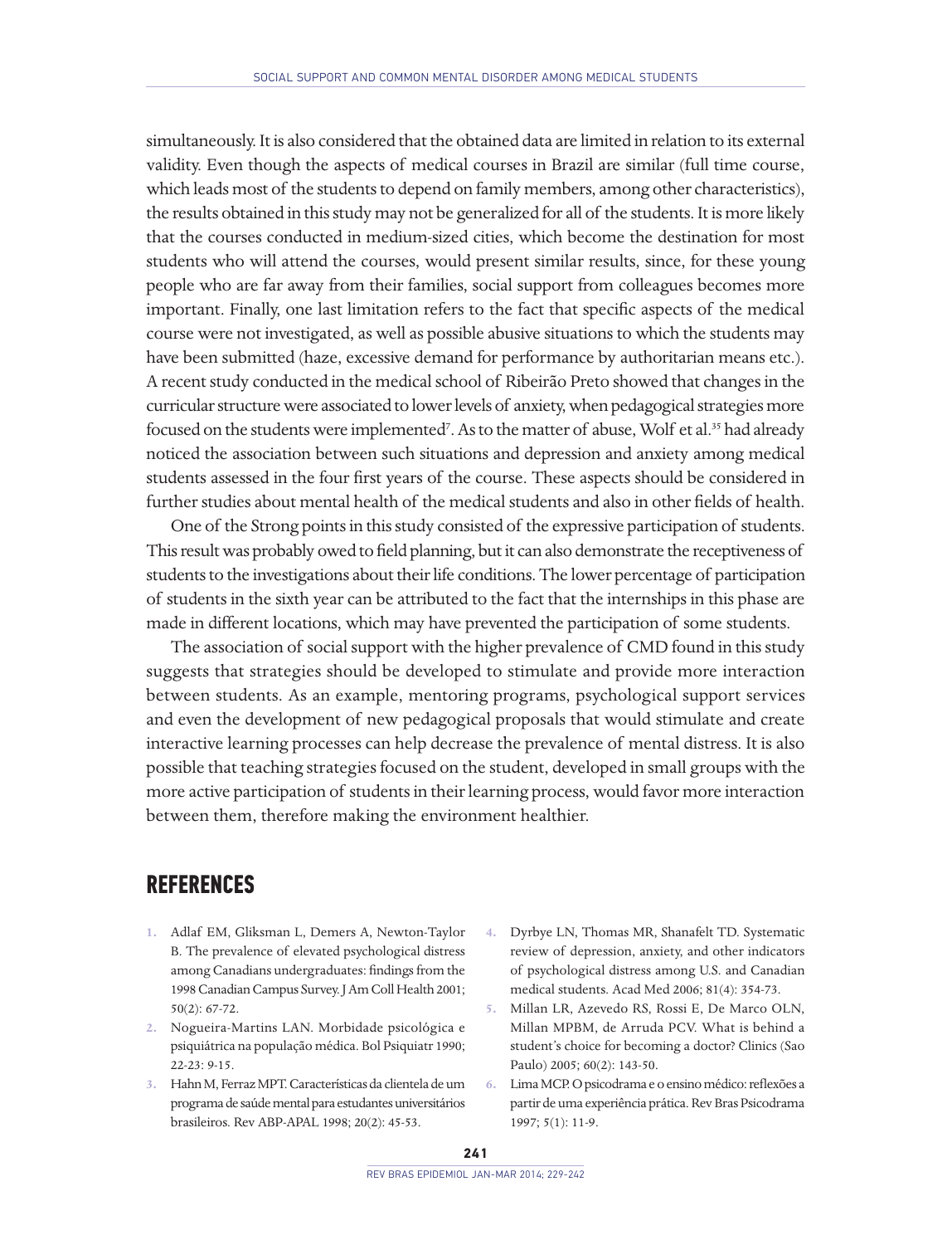simultaneously. It is also considered that the obtained data are limited in relation to its external validity. Even though the aspects of medical courses in Brazil are similar (full time course, which leads most of the students to depend on family members, among other characteristics), the results obtained in this study may not be generalized for all of the students. It is more likely that the courses conducted in medium-sized cities, which become the destination for most students who will attend the courses, would present similar results, since, for these young people who are far away from their families, social support from colleagues becomes more important. Finally, one last limitation refers to the fact that specific aspects of the medical course were not investigated, as well as possible abusive situations to which the students may have been submitted (haze, excessive demand for performance by authoritarian means etc.). A recent study conducted in the medical school of Ribeirão Preto showed that changes in the curricular structure were associated to lower levels of anxiety, when pedagogical strategies more focused on the students were implemented[7]. As to the matter of abuse, Wolf et al.[35] had already noticed the association between such situations and depression and anxiety among medical students assessed in the four first years of the course. These aspects should be considered in further studies about mental health of the medical students and also in other fields of health.

One of the Strong points in this study consisted of the expressive participation of students. This result was probably owed to field planning, but it can also demonstrate the receptiveness of students to the investigations about their life conditions. The lower percentage of participation of students in the sixth year can be attributed to the fact that the internships in this phase are made in different locations, which may have prevented the participation of some students.

The association of social support with the higher prevalence of CMD found in this study suggests that strategies should be developed to stimulate and provide more interaction between students. As an example, mentoring programs, psychological support services and even the development of new pedagogical proposals that would stimulate and create interactive learning processes can help decrease the prevalence of mental distress. It is also possible that teaching strategies focused on the student, developed in small groups with the more active participation of students in their learning process, would favor more interaction between them, therefore making the environment healthier.

# REFERENCES

1. Adlaf EM, Gliksman L, Demers A, Newton-Taylor B. The prevalence of elevated psychological distress among Canadians undergraduates: findings from the 1998 Canadian Campus Survey. J Am Coll Health 2001; 50(2): 67-72.
2. Nogueira-Martins LAN. Morbidade psicológica e psiquiátrica na população médica. Bol Psiquiatr 1990; 22-23: 9-15.
3. Hahn M, Ferraz MPT. Características da clientela de um programa de saúde mental para estudantes universitários brasileiros. Rev ABP-APAL 1998; 20(2): 45-53.
4. Dyrbye LN, Thomas MR, Shanafelt TD. Systematic review of depression, anxiety, and other indicators of psychological distress among U.S. and Canadian medical students. Acad Med 2006; 81(4): 354-73.
5. Millan LR, Azevedo RS, Rossi E, De Marco OLN, Millan MPBM, de Arruda PCV. What is behind a student's choice for becoming a doctor? Clinics (Sao Paulo) 2005; 60(2): 143-50.
6. Lima MCP. O psicodrama e o ensino médico: reflexões a partir de uma experiência prática. Rev Bras Psicodrama 1997; 5(1): 11-9.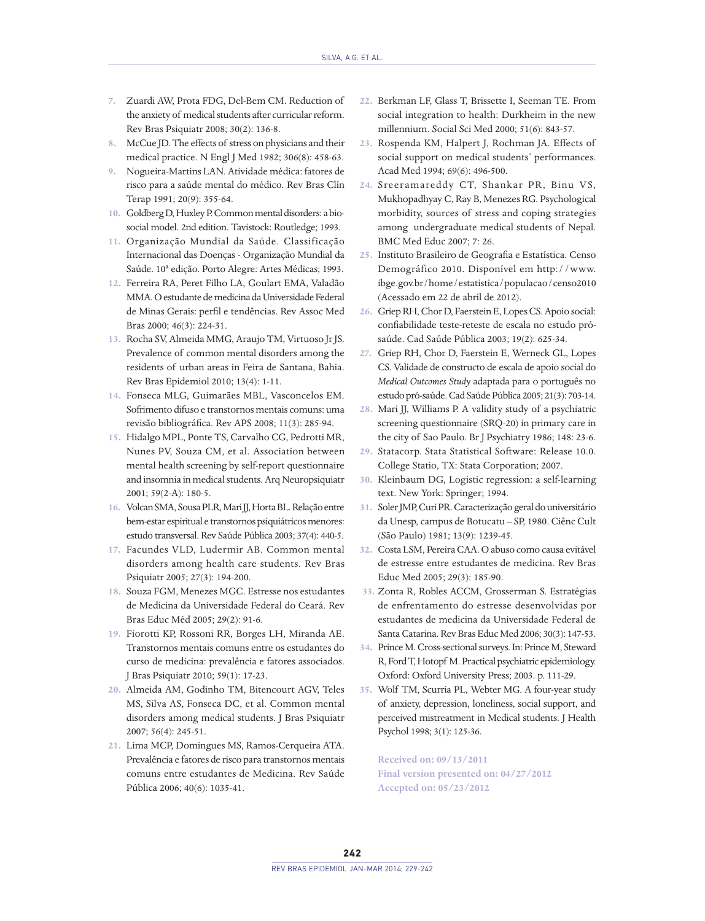7. Zuardi AW, Prota FDG, Del-Bem CM. Reduction of the anxiety of medical students after curricular reform. Rev Bras Psiquiatr 2008; 30(2): 136-8.
8. McCue JD. The effects of stress on physicians and their medical practice. N Engl J Med 1982; 306(8): 458-63.
9. Nogueira-Martins LAN. Atividade médica: fatores de risco para a saúde mental do médico. Rev Bras Clín Terap 1991; 20(9): 355-64.
10. Goldberg D, Huxley P. Common mental disorders: a bio-social model. 2nd edition. Tavistock: Routledge; 1993.
11. Organização Mundial da Saúde. Classificação Internacional das Doenças - Organização Mundial da Saúde. 10ª edição. Porto Alegre: Artes Médicas; 1993.
12. Ferreira RA, Peret Filho LA, Goulart EMA, Valadão MMA. O estudante de medicina da Universidade Federal de Minas Gerais: perfil e tendências. Rev Assoc Med Bras 2000; 46(3): 224-31.
13. Rocha SV, Almeida MMG, Araujo TM, Virtuoso Jr JS. Prevalence of common mental disorders among the residents of urban areas in Feira de Santana, Bahia. Rev Bras Epidemiol 2010; 13(4): 1-11.
14. Fonseca MLG, Guimarães MBL, Vasconcelos EM. Sofrimento difuso e transtornos mentais comuns: uma revisão bibliográfica. Rev APS 2008; 11(3): 285-94.
15. Hidalgo MPL, Ponte TS, Carvalho CG, Pedrotti MR, Nunes PV, Souza CM, et al. Association between mental health screening by self-report questionnaire and insomnia in medical students. Arq Neuropsiquiatr 2001; 59(2-A): 180-5.
16. Volcan SMA, Sousa PLR, Mari JJ, Horta BL. Relação entre bem-estar espiritual e transtornos psiquiátricos menores: estudo transversal. Rev Saúde Pública 2003; 37(4): 440-5.
17. Facundes VLD, Ludermir AB. Common mental disorders among health care students. Rev Bras Psiquiatr 2005; 27(3): 194-200.
18. Souza FGM, Menezes MGC. Estresse nos estudantes de Medicina da Universidade Federal do Ceará. Rev Bras Educ Méd 2005; 29(2): 91-6.
19. Fiorotti KP, Rossoni RR, Borges LH, Miranda AE. Transtornos mentais comuns entre os estudantes do curso de medicina: prevalência e fatores associados. J Bras Psiquiatr 2010; 59(1): 17-23.
20. Almeida AM, Godinho TM, Bitencourt AGV, Teles MS, Silva AS, Fonseca DC, et al. Common mental disorders among medical students. J Bras Psiquiatr 2007; 56(4): 245-51.
21. Lima MCP, Domingues MS, Ramos-Cerqueira ATA. Prevalência e fatores de risco para transtornos mentais comuns entre estudantes de Medicina. Rev Saúde Pública 2006; 40(6): 1035-41.
22. Berkman LF, Glass T, Brissette I, Seeman TE. From social integration to health: Durkheim in the new millennium. Social Sci Med 2000; 51(6): 843-57.
23. Rospenda KM, Halpert J, Rochman JA. Effects of social support on medical students' performances. Acad Med 1994; 69(6): 496-500.
24. Sreeramareddy CT, Shankar PR, Binu VS, Mukhopadhyay C, Ray B, Menezes RG. Psychological morbidity, sources of stress and coping strategies among undergraduate medical students of Nepal. BMC Med Educ 2007; 7: 26.
25. Instituto Brasileiro de Geografia e Estatística. Censo Demográfico 2010. Disponível em http://www.ibge.gov.br/home/estatistica/populacao/censo2010 (Acessado em 22 de abril de 2012).
26. Griep RH, Chor D, Faerstein E, Lopes CS. Apoio social: confiabilidade teste-reteste de escala no estudo pró-saúde. Cad Saúde Pública 2003; 19(2): 625-34.
27. Griep RH, Chor D, Faerstein E, Werneck GL, Lopes CS. Validade de constructo de escala de apoio social do *Medical Outcomes Study* adaptada para o português no estudo pró-saúde. Cad Saúde Pública 2005; 21(3): 703-14.
28. Mari JJ, Williams P. A validity study of a psychiatric screening questionnaire (SRQ-20) in primary care in the city of Sao Paulo. Br J Psychiatry 1986; 148: 23-6.
29. Statacorp. Stata Statistical Software: Release 10.0. College Statio, TX: Stata Corporation; 2007.
30. Kleinbaum DG, Logistic regression: a self-learning text. New York: Springer; 1994.
31. Soler JMP, Curi PR. Caracterização geral do universitário da Unesp, campus de Botucatu – SP, 1980. Ciênc Cult (São Paulo) 1981; 13(9): 1239-45.
32. Costa LSM, Pereira CAA. O abuso como causa evitável de estresse entre estudantes de medicina. Rev Bras Educ Med 2005; 29(3): 185-90.
33. Zonta R, Robles ACCM, Grosserman S. Estratégias de enfrentamento do estresse desenvolvidas por estudantes de medicina da Universidade Federal de Santa Catarina. Rev Bras Educ Med 2006; 30(3): 147-53.
34. Prince M. Cross-sectional surveys. In: Prince M, Steward R, Ford T, Hotopf M. Practical psychiatric epidemiology. Oxford: Oxford University Press; 2003. p. 111-29.
35. Wolf TM, Scurria PL, Webter MG. A four-year study of anxiety, depression, loneliness, social support, and perceived mistreatment in Medical students. J Health Psychol 1998; 3(1): 125-36.

**Received on: 09/13/2011**
**Final version presented on: 04/27/2012**
**Accepted on: 05/23/2012**